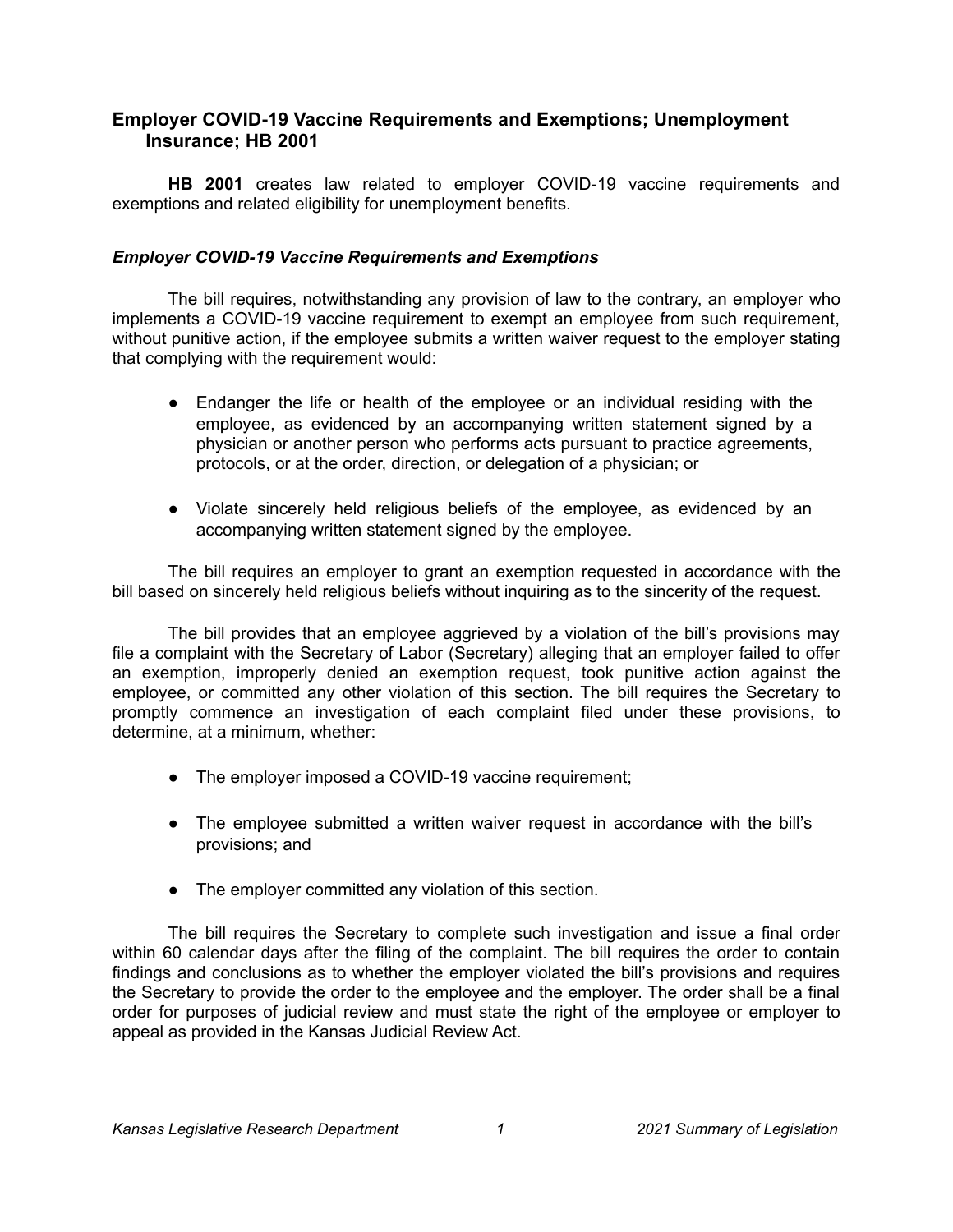## Employer COVID-19 Vaccine Requirements and Exemptions; Unemployment Insurance; HB 2001

**HB 2001** creates law related to employer COVID-19 vaccine requirements and exemptions and related eligibility for unemployment benefits.

### *Employer COVID-19 Vaccine Requirements and Exemptions*

The bill requires, notwithstanding any provision of law to the contrary, an employer who implements a COVID-19 vaccine requirement to exempt an employee from such requirement, without punitive action, if the employee submits a written waiver request to the employer stating that complying with the requirement would:

- Endanger the life or health of the employee or an individual residing with the employee, as evidenced by an accompanying written statement signed by a physician or another person who performs acts pursuant to practice agreements, protocols, or at the order, direction, or delegation of a physician; or
- Violate sincerely held religious beliefs of the employee, as evidenced by an accompanying written statement signed by the employee.

The bill requires an employer to grant an exemption requested in accordance with the bill based on sincerely held religious beliefs without inquiring as to the sincerity of the request.

The bill provides that an employee aggrieved by a violation of the bill's provisions may file a complaint with the Secretary of Labor (Secretary) alleging that an employer failed to offer an exemption, improperly denied an exemption request, took punitive action against the employee, or committed any other violation of this section. The bill requires the Secretary to promptly commence an investigation of each complaint filed under these provisions, to determine, at a minimum, whether:

- The employer imposed a COVID-19 vaccine requirement;
- The employee submitted a written waiver request in accordance with the bill's provisions; and
- The employer committed any violation of this section.

The bill requires the Secretary to complete such investigation and issue a final order within 60 calendar days after the filing of the complaint. The bill requires the order to contain findings and conclusions as to whether the employer violated the bill's provisions and requires the Secretary to provide the order to the employee and the employer. The order shall be a final order for purposes of judicial review and must state the right of the employee or employer to appeal as provided in the Kansas Judicial Review Act.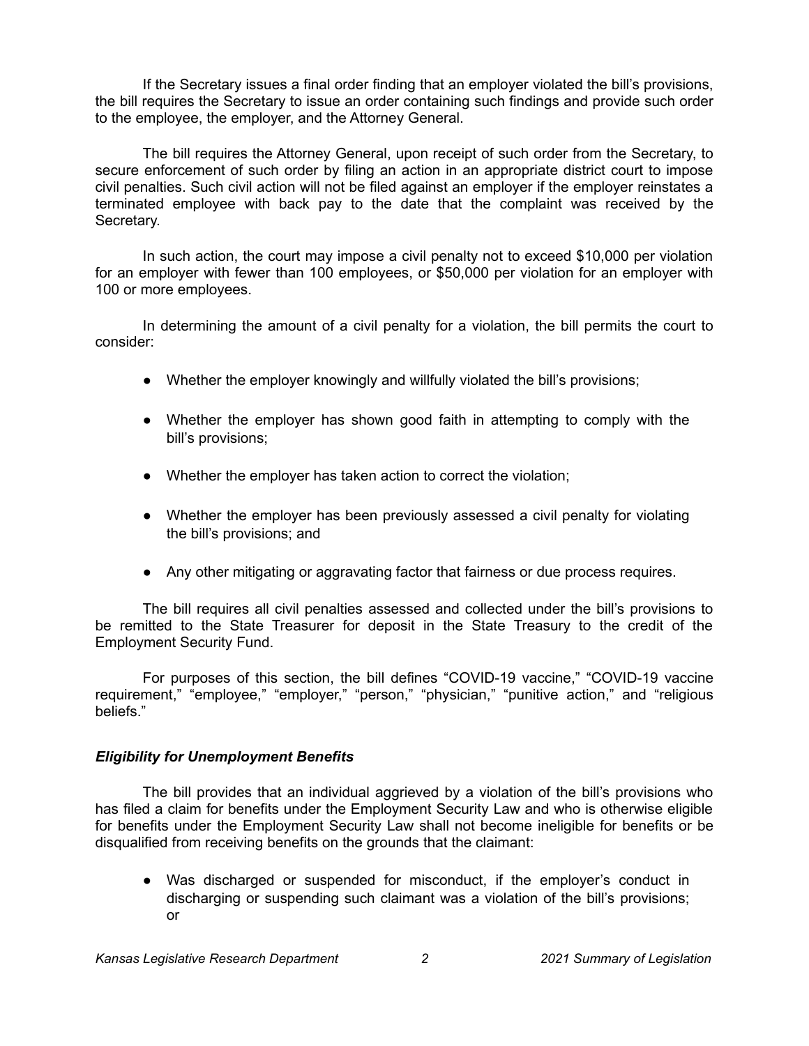If the Secretary issues a final order finding that an employer violated the bill's provisions, the bill requires the Secretary to issue an order containing such findings and provide such order to the employee, the employer, and the Attorney General.

The bill requires the Attorney General, upon receipt of such order from the Secretary, to secure enforcement of such order by filing an action in an appropriate district court to impose civil penalties. Such civil action will not be filed against an employer if the employer reinstates a terminated employee with back pay to the date that the complaint was received by the Secretary.

In such action, the court may impose a civil penalty not to exceed $10,000 per violation for an employer with fewer than 100 employees, or $50,000 per violation for an employer with 100 or more employees.

In determining the amount of a civil penalty for a violation, the bill permits the court to consider:

- Whether the employer knowingly and willfully violated the bill's provisions;
- Whether the employer has shown good faith in attempting to comply with the bill's provisions;
- Whether the employer has taken action to correct the violation;
- Whether the employer has been previously assessed a civil penalty for violating the bill's provisions; and
- Any other mitigating or aggravating factor that fairness or due process requires.

The bill requires all civil penalties assessed and collected under the bill's provisions to be remitted to the State Treasurer for deposit in the State Treasury to the credit of the Employment Security Fund.

For purposes of this section, the bill defines "COVID-19 vaccine," "COVID-19 vaccine requirement," "employee," "employer," "person," "physician," "punitive action," and "religious beliefs."

### *Eligibility for Unemployment Benefits*

The bill provides that an individual aggrieved by a violation of the bill's provisions who has filed a claim for benefits under the Employment Security Law and who is otherwise eligible for benefits under the Employment Security Law shall not become ineligible for benefits or be disqualified from receiving benefits on the grounds that the claimant:

- Was discharged or suspended for misconduct, if the employer's conduct in discharging or suspending such claimant was a violation of the bill's provisions; or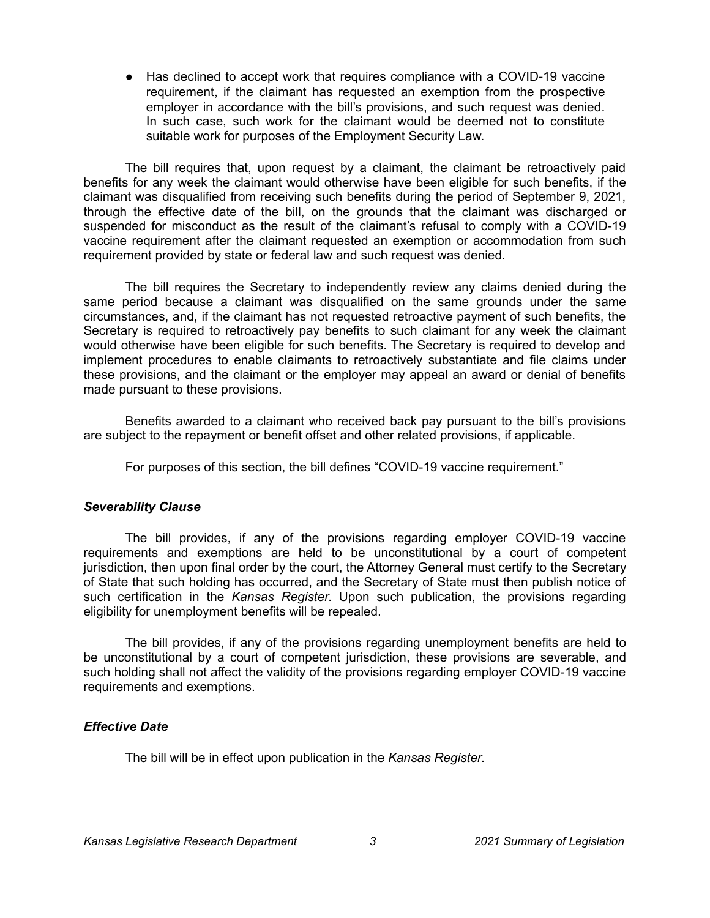- Has declined to accept work that requires compliance with a COVID-19 vaccine requirement, if the claimant has requested an exemption from the prospective employer in accordance with the bill's provisions, and such request was denied. In such case, such work for the claimant would be deemed not to constitute suitable work for purposes of the Employment Security Law.

The bill requires that, upon request by a claimant, the claimant be retroactively paid benefits for any week the claimant would otherwise have been eligible for such benefits, if the claimant was disqualified from receiving such benefits during the period of September 9, 2021, through the effective date of the bill, on the grounds that the claimant was discharged or suspended for misconduct as the result of the claimant's refusal to comply with a COVID-19 vaccine requirement after the claimant requested an exemption or accommodation from such requirement provided by state or federal law and such request was denied.

The bill requires the Secretary to independently review any claims denied during the same period because a claimant was disqualified on the same grounds under the same circumstances, and, if the claimant has not requested retroactive payment of such benefits, the Secretary is required to retroactively pay benefits to such claimant for any week the claimant would otherwise have been eligible for such benefits. The Secretary is required to develop and implement procedures to enable claimants to retroactively substantiate and file claims under these provisions, and the claimant or the employer may appeal an award or denial of benefits made pursuant to these provisions.

Benefits awarded to a claimant who received back pay pursuant to the bill's provisions are subject to the repayment or benefit offset and other related provisions, if applicable.

For purposes of this section, the bill defines "COVID-19 vaccine requirement."

### *Severability Clause*

The bill provides, if any of the provisions regarding employer COVID-19 vaccine requirements and exemptions are held to be unconstitutional by a court of competent jurisdiction, then upon final order by the court, the Attorney General must certify to the Secretary of State that such holding has occurred, and the Secretary of State must then publish notice of such certification in the *Kansas Register*. Upon such publication, the provisions regarding eligibility for unemployment benefits will be repealed.

The bill provides, if any of the provisions regarding unemployment benefits are held to be unconstitutional by a court of competent jurisdiction, these provisions are severable, and such holding shall not affect the validity of the provisions regarding employer COVID-19 vaccine requirements and exemptions.

### *Effective Date*

The bill will be in effect upon publication in the *Kansas Register*.